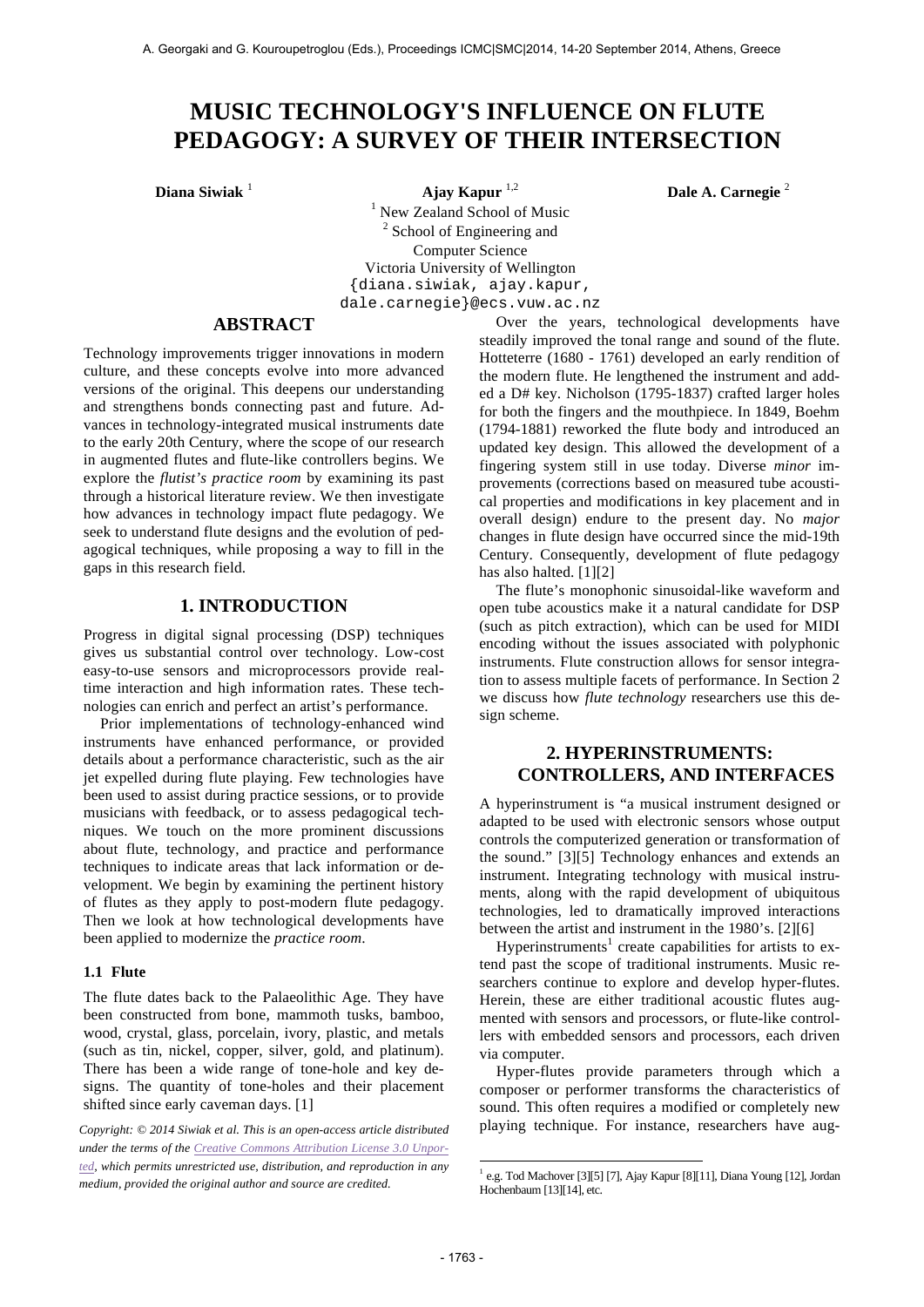# MUSIC TECHNOLOGY'S INFLUENCE ON FLUTE PEDAGOGY: A SURVEY OF THEIR INTERSECTION

**Diana Siwiak** [1] **Ajay Kapur** [1,2] **Dale A. Carnegie** [2]

[1] New Zealand School of Music
[2] School of Engineering and Computer Science
Victoria University of Wellington
{diana.siwiak, ajay.kapur, dale.carnegie}@ecs.vuw.ac.nz

## ABSTRACT

Technology improvements trigger innovations in modern culture, and these concepts evolve into more advanced versions of the original. This deepens our understanding and strengthens bonds connecting past and future. Advances in technology-integrated musical instruments date to the early 20th Century, where the scope of our research in augmented flutes and flute-like controllers begins. We explore the *flutist's practice room* by examining its past through a historical literature review. We then investigate how advances in technology impact flute pedagogy. We seek to understand flute designs and the evolution of pedagogical techniques, while proposing a way to fill in the gaps in this research field.

## 1. INTRODUCTION

Progress in digital signal processing (DSP) techniques gives us substantial control over technology. Low-cost easy-to-use sensors and microprocessors provide real-time interaction and high information rates. These technologies can enrich and perfect an artist's performance.

Prior implementations of technology-enhanced wind instruments have enhanced performance, or provided details about a performance characteristic, such as the air jet expelled during flute playing. Few technologies have been used to assist during practice sessions, or to provide musicians with feedback, or to assess pedagogical techniques. We touch on the more prominent discussions about flute, technology, and practice and performance techniques to indicate areas that lack information or development. We begin by examining the pertinent history of flutes as they apply to post-modern flute pedagogy. Then we look at how technological developments have been applied to modernize the *practice room*.

### 1.1 Flute

The flute dates back to the Palaeolithic Age. They have been constructed from bone, mammoth tusks, bamboo, wood, crystal, glass, porcelain, ivory, plastic, and metals (such as tin, nickel, copper, silver, gold, and platinum). There has been a wide range of tone-hole and key designs. The quantity of tone-holes and their placement shifted since early caveman days. [1]

*Copyright: © 2014 Siwiak et al. This is an open-access article distributed under the terms of the Creative Commons Attribution License 3.0 Unported, which permits unrestricted use, distribution, and reproduction in any medium, provided the original author and source are credited.*

Over the years, technological developments have steadily improved the tonal range and sound of the flute. Hotteterre (1680 - 1761) developed an early rendition of the modern flute. He lengthened the instrument and added a D# key. Nicholson (1795-1837) crafted larger holes for both the fingers and the mouthpiece. In 1849, Boehm (1794-1881) reworked the flute body and introduced an updated key design. This allowed the development of a fingering system still in use today. Diverse *minor* improvements (corrections based on measured tube acoustical properties and modifications in key placement and in overall design) endure to the present day. No *major* changes in flute design have occurred since the mid-19th Century. Consequently, development of flute pedagogy has also halted. [1][2]

The flute's monophonic sinusoidal-like waveform and open tube acoustics make it a natural candidate for DSP (such as pitch extraction), which can be used for MIDI encoding without the issues associated with polyphonic instruments. Flute construction allows for sensor integration to assess multiple facets of performance. In Section 2 we discuss how *flute technology* researchers use this design scheme.

## 2. HYPERINSTRUMENTS: CONTROLLERS, AND INTERFACES

A hyperinstrument is "a musical instrument designed or adapted to be used with electronic sensors whose output controls the computerized generation or transformation of the sound." [3][5] Technology enhances and extends an instrument. Integrating technology with musical instruments, along with the rapid development of ubiquitous technologies, led to dramatically improved interactions between the artist and instrument in the 1980's. [2][6]

Hyperinstruments[1] create capabilities for artists to extend past the scope of traditional instruments. Music researchers continue to explore and develop hyper-flutes. Herein, these are either traditional acoustic flutes augmented with sensors and processors, or flute-like controllers with embedded sensors and processors, each driven via computer.

Hyper-flutes provide parameters through which a composer or performer transforms the characteristics of sound. This often requires a modified or completely new playing technique. For instance, researchers have aug-

[1] e.g. Tod Machover [3][5] [7], Ajay Kapur [8][11], Diana Young [12], Jordan Hochenbaum [13][14], etc.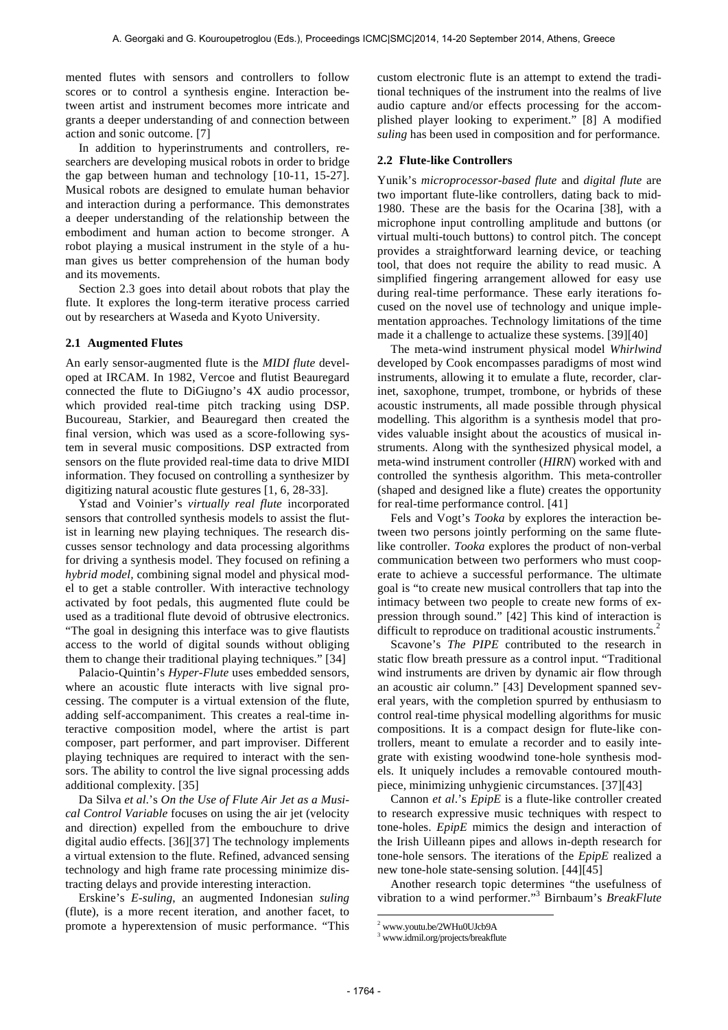mented flutes with sensors and controllers to follow scores or to control a synthesis engine. Interaction between artist and instrument becomes more intricate and grants a deeper understanding of and connection between action and sonic outcome. [7]

In addition to hyperinstruments and controllers, researchers are developing musical robots in order to bridge the gap between human and technology [10-11, 15-27]. Musical robots are designed to emulate human behavior and interaction during a performance. This demonstrates a deeper understanding of the relationship between the embodiment and human action to become stronger. A robot playing a musical instrument in the style of a human gives us better comprehension of the human body and its movements.

Section 2.3 goes into detail about robots that play the flute. It explores the long-term iterative process carried out by researchers at Waseda and Kyoto University.

### 2.1 Augmented Flutes

An early sensor-augmented flute is the *MIDI flute* developed at IRCAM. In 1982, Vercoe and flutist Beauregard connected the flute to DiGiugno's 4X audio processor, which provided real-time pitch tracking using DSP. Bucoureau, Starkier, and Beauregard then created the final version, which was used as a score-following system in several music compositions. DSP extracted from sensors on the flute provided real-time data to drive MIDI information. They focused on controlling a synthesizer by digitizing natural acoustic flute gestures [1, 6, 28-33].

Ystad and Voinier's *virtually real flute* incorporated sensors that controlled synthesis models to assist the flutist in learning new playing techniques. The research discusses sensor technology and data processing algorithms for driving a synthesis model. They focused on refining a *hybrid model*, combining signal model and physical model to get a stable controller. With interactive technology activated by foot pedals, this augmented flute could be used as a traditional flute devoid of obtrusive electronics. "The goal in designing this interface was to give flautists access to the world of digital sounds without obliging them to change their traditional playing techniques." [34]

Palacio-Quintin's *Hyper-Flute* uses embedded sensors, where an acoustic flute interacts with live signal processing. The computer is a virtual extension of the flute, adding self-accompaniment. This creates a real-time interactive composition model, where the artist is part composer, part performer, and part improviser. Different playing techniques are required to interact with the sensors. The ability to control the live signal processing adds additional complexity. [35]

Da Silva *et al.*'s *On the Use of Flute Air Jet as a Musical Control Variable* focuses on using the air jet (velocity and direction) expelled from the embouchure to drive digital audio effects. [36][37] The technology implements a virtual extension to the flute. Refined, advanced sensing technology and high frame rate processing minimize distracting delays and provide interesting interaction.

Erskine's *E-suling*, an augmented Indonesian *suling* (flute), is a more recent iteration, and another facet, to promote a hyperextension of music performance. "This custom electronic flute is an attempt to extend the traditional techniques of the instrument into the realms of live audio capture and/or effects processing for the accomplished player looking to experiment." [8] A modified *suling* has been used in composition and for performance.

### 2.2 Flute-like Controllers

Yunik's *microprocessor-based flute* and *digital flute* are two important flute-like controllers, dating back to mid-1980. These are the basis for the Ocarina [38], with a microphone input controlling amplitude and buttons (or virtual multi-touch buttons) to control pitch. The concept provides a straightforward learning device, or teaching tool, that does not require the ability to read music. A simplified fingering arrangement allowed for easy use during real-time performance. These early iterations focused on the novel use of technology and unique implementation approaches. Technology limitations of the time made it a challenge to actualize these systems. [39][40]

The meta-wind instrument physical model *Whirlwind* developed by Cook encompasses paradigms of most wind instruments, allowing it to emulate a flute, recorder, clarinet, saxophone, trumpet, trombone, or hybrids of these acoustic instruments, all made possible through physical modelling. This algorithm is a synthesis model that provides valuable insight about the acoustics of musical instruments. Along with the synthesized physical model, a meta-wind instrument controller (*HIRN*) worked with and controlled the synthesis algorithm. This meta-controller (shaped and designed like a flute) creates the opportunity for real-time performance control. [41]

Fels and Vogt's *Tooka* by explores the interaction between two persons jointly performing on the same flute-like controller. *Tooka* explores the product of non-verbal communication between two performers who must cooperate to achieve a successful performance. The ultimate goal is "to create new musical controllers that tap into the intimacy between two people to create new forms of expression through sound." [42] This kind of interaction is difficult to reproduce on traditional acoustic instruments.[2]

Scavone's *The PIPE* contributed to the research in static flow breath pressure as a control input. "Traditional wind instruments are driven by dynamic air flow through an acoustic air column." [43] Development spanned several years, with the completion spurred by enthusiasm to control real-time physical modelling algorithms for music compositions. It is a compact design for flute-like controllers, meant to emulate a recorder and to easily integrate with existing woodwind tone-hole synthesis models. It uniquely includes a removable contoured mouthpiece, minimizing unhygienic circumstances. [37][43]

Cannon *et al.*'s *EpipE* is a flute-like controller created to research expressive music techniques with respect to tone-holes. *EpipE* mimics the design and interaction of the Irish Uilleann pipes and allows in-depth research for tone-hole sensors. The iterations of the *EpipE* realized a new tone-hole state-sensing solution. [44][45]

Another research topic determines "the usefulness of vibration to a wind performer."[3] Birnbaum's *BreakFlute*

---

[2] www.youtu.be/2WHu0UJcb9A

[3] www.idmil.org/projects/breakflute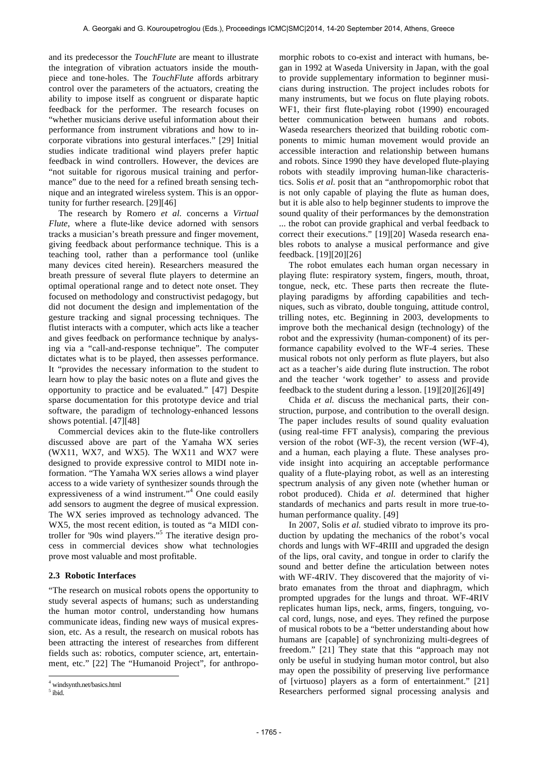and its predecessor the *TouchFlute* are meant to illustrate the integration of vibration actuators inside the mouthpiece and tone-holes. The *TouchFlute* affords arbitrary control over the parameters of the actuators, creating the ability to impose itself as congruent or disparate haptic feedback for the performer. The research focuses on "whether musicians derive useful information about their performance from instrument vibrations and how to incorporate vibrations into gestural interfaces." [29] Initial studies indicate traditional wind players prefer haptic feedback in wind controllers. However, the devices are "not suitable for rigorous musical training and performance" due to the need for a refined breath sensing technique and an integrated wireless system. This is an opportunity for further research. [29][46]

The research by Romero *et al.* concerns a *Virtual Flute*, where a flute-like device adorned with sensors tracks a musician's breath pressure and finger movement, giving feedback about performance technique. This is a teaching tool, rather than a performance tool (unlike many devices cited herein). Researchers measured the breath pressure of several flute players to determine an optimal operational range and to detect note onset. They focused on methodology and constructivist pedagogy, but did not document the design and implementation of the gesture tracking and signal processing techniques. The flutist interacts with a computer, which acts like a teacher and gives feedback on performance technique by analysing via a "call-and-response technique". The computer dictates what is to be played, then assesses performance. It "provides the necessary information to the student to learn how to play the basic notes on a flute and gives the opportunity to practice and be evaluated." [47] Despite sparse documentation for this prototype device and trial software, the paradigm of technology-enhanced lessons shows potential. [47][48]

Commercial devices akin to the flute-like controllers discussed above are part of the Yamaha WX series (WX11, WX7, and WX5). The WX11 and WX7 were designed to provide expressive control to MIDI note information. "The Yamaha WX series allows a wind player access to a wide variety of synthesizer sounds through the expressiveness of a wind instrument."[4] One could easily add sensors to augment the degree of musical expression. The WX series improved as technology advanced. The WX5, the most recent edition, is touted as "a MIDI controller for '90s wind players."[5] The iterative design process in commercial devices show what technologies prove most valuable and most profitable.

### 2.3 Robotic Interfaces

"The research on musical robots opens the opportunity to study several aspects of humans; such as understanding the human motor control, understanding how humans communicate ideas, finding new ways of musical expression, etc. As a result, the research on musical robots has been attracting the interest of researches from different fields such as: robotics, computer science, art, entertainment, etc." [22] The "Humanoid Project", for anthropomorphic robots to co-exist and interact with humans, began in 1992 at Waseda University in Japan, with the goal to provide supplementary information to beginner musicians during instruction. The project includes robots for many instruments, but we focus on flute playing robots. WF1, their first flute-playing robot (1990) encouraged better communication between humans and robots. Waseda researchers theorized that building robotic components to mimic human movement would provide an accessible interaction and relationship between humans and robots. Since 1990 they have developed flute-playing robots with steadily improving human-like characteristics. Solis *et al.* posit that an "anthropomorphic robot that is not only capable of playing the flute as human does, but it is able also to help beginner students to improve the sound quality of their performances by the demonstration ... the robot can provide graphical and verbal feedback to correct their executions." [19][20] Waseda research enables robots to analyse a musical performance and give feedback. [19][20][26]

The robot emulates each human organ necessary in playing flute: respiratory system, fingers, mouth, throat, tongue, neck, etc. These parts then recreate the flute-playing paradigms by affording capabilities and techniques, such as vibrato, double tonguing, attitude control, trilling notes, etc. Beginning in 2003, developments to improve both the mechanical design (technology) of the robot and the expressivity (human-component) of its performance capability evolved to the WF-4 series. These musical robots not only perform as flute players, but also act as a teacher's aide during flute instruction. The robot and the teacher 'work together' to assess and provide feedback to the student during a lesson. [19][20][26][49]

Chida *et al.* discuss the mechanical parts, their construction, purpose, and contribution to the overall design. The paper includes results of sound quality evaluation (using real-time FFT analysis), comparing the previous version of the robot (WF-3), the recent version (WF-4), and a human, each playing a flute. These analyses provide insight into acquiring an acceptable performance quality of a flute-playing robot, as well as an interesting spectrum analysis of any given note (whether human or robot produced). Chida *et al.* determined that higher standards of mechanics and parts result in more true-to-human performance quality. [49]

In 2007, Solis *et al.* studied vibrato to improve its production by updating the mechanics of the robot's vocal chords and lungs with WF-4RIII and upgraded the design of the lips, oral cavity, and tongue in order to clarify the sound and better define the articulation between notes with WF-4RIV. They discovered that the majority of vibrato emanates from the throat and diaphragm, which prompted upgrades for the lungs and throat. WF-4RIV replicates human lips, neck, arms, fingers, tonguing, vocal cord, lungs, nose, and eyes. They refined the purpose of musical robots to be a "better understanding about how humans are [capable] of synchronizing multi-degrees of freedom." [21] They state that this "approach may not only be useful in studying human motor control, but also may open the possibility of preserving live performance of [virtuoso] players as a form of entertainment." [21] Researchers performed signal processing analysis and

[4] windsynth.net/basics.html

[5] ibid.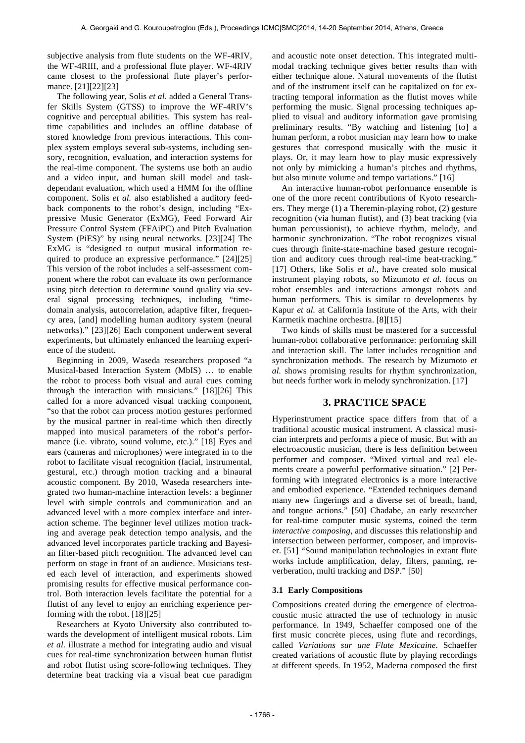subjective analysis from flute students on the WF-4RIV, the WF-4RIII, and a professional flute player. WF-4RIV came closest to the professional flute player's performance. [21][22][23]

The following year, Solis *et al.* added a General Transfer Skills System (GTSS) to improve the WF-4RIV's cognitive and perceptual abilities. This system has real-time capabilities and includes an offline database of stored knowledge from previous interactions. This complex system employs several sub-systems, including sensory, recognition, evaluation, and interaction systems for the real-time component. The systems use both an audio and a video input, and human skill model and task-dependant evaluation, which used a HMM for the offline component. Solis *et al.* also established a auditory feedback components to the robot's design, including "Expressive Music Generator (ExMG), Feed Forward Air Pressure Control System (FFAiPC) and Pitch Evaluation System (PiES)" by using neural networks. [23][24] The ExMG is "designed to output musical information required to produce an expressive performance." [24][25] This version of the robot includes a self-assessment component where the robot can evaluate its own performance using pitch detection to determine sound quality via several signal processing techniques, including "time-domain analysis, autocorrelation, adaptive filter, frequency area, [and] modelling human auditory system (neural networks)." [23][26] Each component underwent several experiments, but ultimately enhanced the learning experience of the student.

Beginning in 2009, Waseda researchers proposed "a Musical-based Interaction System (MbIS) … to enable the robot to process both visual and aural cues coming through the interaction with musicians." [18][26] This called for a more advanced visual tracking component, "so that the robot can process motion gestures performed by the musical partner in real-time which then directly mapped into musical parameters of the robot's performance (i.e. vibrato, sound volume, etc.)." [18] Eyes and ears (cameras and microphones) were integrated in to the robot to facilitate visual recognition (facial, instrumental, gestural, etc.) through motion tracking and a binaural acoustic component. By 2010, Waseda researchers integrated two human-machine interaction levels: a beginner level with simple controls and communication and an advanced level with a more complex interface and interaction scheme. The beginner level utilizes motion tracking and average peak detection tempo analysis, and the advanced level incorporates particle tracking and Bayesian filter-based pitch recognition. The advanced level can perform on stage in front of an audience. Musicians tested each level of interaction, and experiments showed promising results for effective musical performance control. Both interaction levels facilitate the potential for a flutist of any level to enjoy an enriching experience performing with the robot. [18][25]

Researchers at Kyoto University also contributed towards the development of intelligent musical robots. Lim *et al.* illustrate a method for integrating audio and visual cues for real-time synchronization between human flutist and robot flutist using score-following techniques. They determine beat tracking via a visual beat cue paradigm and acoustic note onset detection. This integrated multimodal tracking technique gives better results than with either technique alone. Natural movements of the flutist and of the instrument itself can be capitalized on for extracting temporal information as the flutist moves while performing the music. Signal processing techniques applied to visual and auditory information gave promising preliminary results. "By watching and listening [to] a human perform, a robot musician may learn how to make gestures that correspond musically with the music it plays. Or, it may learn how to play music expressively not only by mimicking a human's pitches and rhythms, but also minute volume and tempo variations." [16]

An interactive human-robot performance ensemble is one of the more recent contributions of Kyoto researchers. They merge (1) a Theremin-playing robot, (2) gesture recognition (via human flutist), and (3) beat tracking (via human percussionist), to achieve rhythm, melody, and harmonic synchronization. "The robot recognizes visual cues through finite-state-machine based gesture recognition and auditory cues through real-time beat-tracking." [17] Others, like Solis *et al*., have created solo musical instrument playing robots, so Mizumoto *et al.* focus on robot ensembles and interactions amongst robots and human performers. This is similar to developments by Kapur *et al.* at California Institute of the Arts, with their Karmetik machine orchestra. [8][15]

Two kinds of skills must be mastered for a successful human-robot collaborative performance: performing skill and interaction skill. The latter includes recognition and synchronization methods. The research by Mizumoto *et al.* shows promising results for rhythm synchronization, but needs further work in melody synchronization. [17]

## 3. PRACTICE SPACE

Hyperinstrument practice space differs from that of a traditional acoustic musical instrument. A classical musician interprets and performs a piece of music. But with an electroacoustic musician, there is less definition between performer and composer. "Mixed virtual and real elements create a powerful performative situation." [2] Performing with integrated electronics is a more interactive and embodied experience. "Extended techniques demand many new fingerings and a diverse set of breath, hand, and tongue actions." [50] Chadabe, an early researcher for real-time computer music systems, coined the term *interactive composing*, and discusses this relationship and intersection between performer, composer, and improviser. [51] "Sound manipulation technologies in extant flute works include amplification, delay, filters, panning, reverberation, multi tracking and DSP." [50]

### 3.1 Early Compositions

Compositions created during the emergence of electroacoustic music attracted the use of technology in music performance. In 1949, Schaeffer composed one of the first music concrète pieces, using flute and recordings, called *Variations sur une Flute Mexicaine*. Schaeffer created variations of acoustic flute by playing recordings at different speeds. In 1952, Maderna composed the first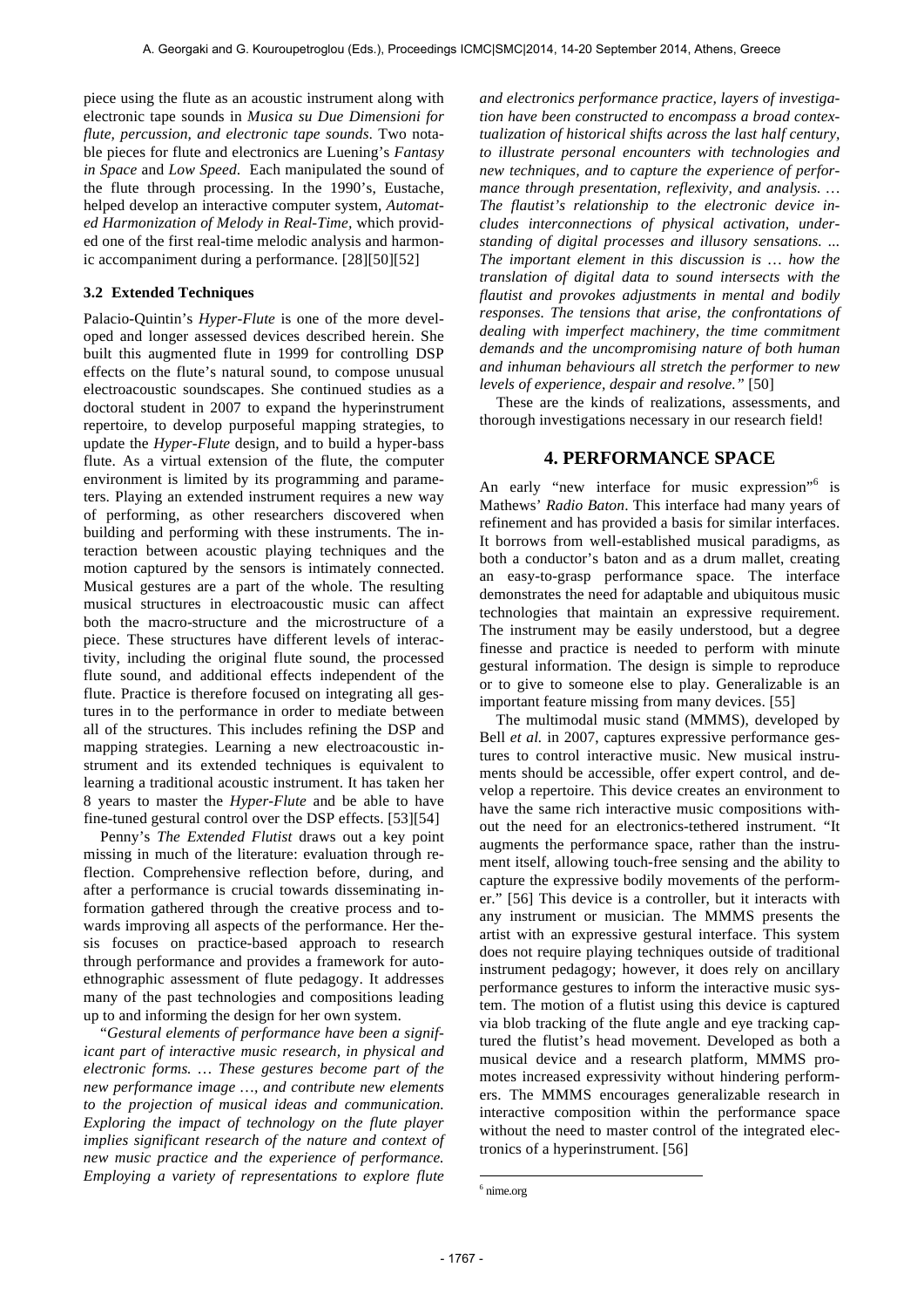piece using the flute as an acoustic instrument along with electronic tape sounds in *Musica su Due Dimensioni for flute, percussion, and electronic tape sounds.* Two notable pieces for flute and electronics are Luening's *Fantasy in Space* and *Low Speed*. Each manipulated the sound of the flute through processing. In the 1990's, Eustache, helped develop an interactive computer system, *Automated Harmonization of Melody in Real-Time*, which provided one of the first real-time melodic analysis and harmonic accompaniment during a performance. [28][50][52]

### 3.2 Extended Techniques

Palacio-Quintin's *Hyper-Flute* is one of the more developed and longer assessed devices described herein. She built this augmented flute in 1999 for controlling DSP effects on the flute's natural sound, to compose unusual electroacoustic soundscapes. She continued studies as a doctoral student in 2007 to expand the hyperinstrument repertoire, to develop purposeful mapping strategies, to update the *Hyper-Flute* design, and to build a hyper-bass flute. As a virtual extension of the flute, the computer environment is limited by its programming and parameters. Playing an extended instrument requires a new way of performing, as other researchers discovered when building and performing with these instruments. The interaction between acoustic playing techniques and the motion captured by the sensors is intimately connected. Musical gestures are a part of the whole. The resulting musical structures in electroacoustic music can affect both the macro-structure and the microstructure of a piece. These structures have different levels of interactivity, including the original flute sound, the processed flute sound, and additional effects independent of the flute. Practice is therefore focused on integrating all gestures in to the performance in order to mediate between all of the structures. This includes refining the DSP and mapping strategies. Learning a new electroacoustic instrument and its extended techniques is equivalent to learning a traditional acoustic instrument. It has taken her 8 years to master the *Hyper-Flute* and be able to have fine-tuned gestural control over the DSP effects. [53][54]

Penny's *The Extended Flutist* draws out a key point missing in much of the literature: evaluation through reflection. Comprehensive reflection before, during, and after a performance is crucial towards disseminating information gathered through the creative process and towards improving all aspects of the performance. Her thesis focuses on practice-based approach to research through performance and provides a framework for auto-ethnographic assessment of flute pedagogy. It addresses many of the past technologies and compositions leading up to and informing the design for her own system.

"*Gestural elements of performance have been a significant part of interactive music research, in physical and electronic forms. … These gestures become part of the new performance image …, and contribute new elements to the projection of musical ideas and communication. Exploring the impact of technology on the flute player implies significant research of the nature and context of new music practice and the experience of performance. Employing a variety of representations to explore flute and electronics performance practice, layers of investigation have been constructed to encompass a broad contextualization of historical shifts across the last half century, to illustrate personal encounters with technologies and new techniques, and to capture the experience of performance through presentation, reflexivity, and analysis. … The flautist's relationship to the electronic device includes interconnections of physical activation, understanding of digital processes and illusory sensations. ... The important element in this discussion is … how the translation of digital data to sound intersects with the flautist and provokes adjustments in mental and bodily responses. The tensions that arise, the confrontations of dealing with imperfect machinery, the time commitment demands and the uncompromising nature of both human and inhuman behaviours all stretch the performer to new levels of experience, despair and resolve.*" [50]

These are the kinds of realizations, assessments, and thorough investigations necessary in our research field!

## 4. PERFORMANCE SPACE

An early "new interface for music expression"[6] is Mathews' *Radio Baton*. This interface had many years of refinement and has provided a basis for similar interfaces. It borrows from well-established musical paradigms, as both a conductor's baton and as a drum mallet, creating an easy-to-grasp performance space. The interface demonstrates the need for adaptable and ubiquitous music technologies that maintain an expressive requirement. The instrument may be easily understood, but a degree finesse and practice is needed to perform with minute gestural information. The design is simple to reproduce or to give to someone else to play. Generalizable is an important feature missing from many devices. [55]

The multimodal music stand (MMMS), developed by Bell *et al.* in 2007, captures expressive performance gestures to control interactive music. New musical instruments should be accessible, offer expert control, and develop a repertoire. This device creates an environment to have the same rich interactive music compositions without the need for an electronics-tethered instrument. "It augments the performance space, rather than the instrument itself, allowing touch-free sensing and the ability to capture the expressive bodily movements of the performer." [56] This device is a controller, but it interacts with any instrument or musician. The MMMS presents the artist with an expressive gestural interface. This system does not require playing techniques outside of traditional instrument pedagogy; however, it does rely on ancillary performance gestures to inform the interactive music system. The motion of a flutist using this device is captured via blob tracking of the flute angle and eye tracking captured the flutist's head movement. Developed as both a musical device and a research platform, MMMS promotes increased expressivity without hindering performers. The MMMS encourages generalizable research in interactive composition within the performance space without the need to master control of the integrated electronics of a hyperinstrument. [56]

[6] nime.org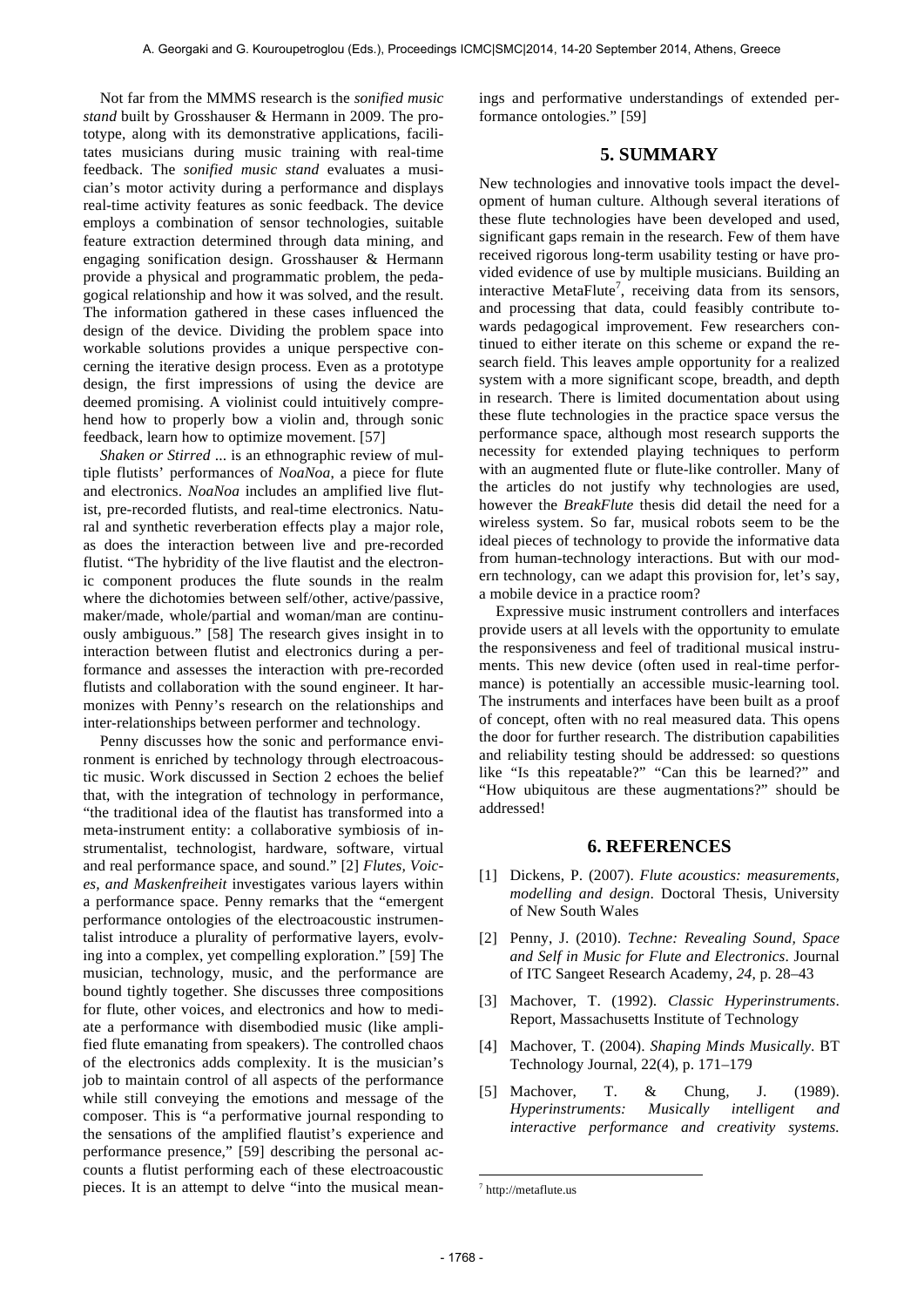Not far from the MMMS research is the *sonified music stand* built by Grosshauser & Hermann in 2009. The prototype, along with its demonstrative applications, facilitates musicians during music training with real-time feedback. The *sonified music stand* evaluates a musician's motor activity during a performance and displays real-time activity features as sonic feedback. The device employs a combination of sensor technologies, suitable feature extraction determined through data mining, and engaging sonification design. Grosshauser & Hermann provide a physical and programmatic problem, the pedagogical relationship and how it was solved, and the result. The information gathered in these cases influenced the design of the device. Dividing the problem space into workable solutions provides a unique perspective concerning the iterative design process. Even as a prototype design, the first impressions of using the device are deemed promising. A violinist could intuitively comprehend how to properly bow a violin and, through sonic feedback, learn how to optimize movement. [57]

*Shaken or Stirred* ... is an ethnographic review of multiple flutists' performances of *NoaNoa*, a piece for flute and electronics. *NoaNoa* includes an amplified live flutist, pre-recorded flutists, and real-time electronics. Natural and synthetic reverberation effects play a major role, as does the interaction between live and pre-recorded flutist. "The hybridity of the live flautist and the electronic component produces the flute sounds in the realm where the dichotomies between self/other, active/passive, maker/made, whole/partial and woman/man are continuously ambiguous." [58] The research gives insight in to interaction between flutist and electronics during a performance and assesses the interaction with pre-recorded flutists and collaboration with the sound engineer. It harmonizes with Penny's research on the relationships and inter-relationships between performer and technology.

Penny discusses how the sonic and performance environment is enriched by technology through electroacoustic music. Work discussed in Section 2 echoes the belief that, with the integration of technology in performance, "the traditional idea of the flautist has transformed into a meta-instrument entity: a collaborative symbiosis of instrumentalist, technologist, hardware, software, virtual and real performance space, and sound." [2] *Flutes, Voices, and Maskenfreiheit* investigates various layers within a performance space. Penny remarks that the "emergent performance ontologies of the electroacoustic instrumentalist introduce a plurality of performative layers, evolving into a complex, yet compelling exploration." [59] The musician, technology, music, and the performance are bound tightly together. She discusses three compositions for flute, other voices, and electronics and how to mediate a performance with disembodied music (like amplified flute emanating from speakers). The controlled chaos of the electronics adds complexity. It is the musician's job to maintain control of all aspects of the performance while still conveying the emotions and message of the composer. This is "a performative journal responding to the sensations of the amplified flautist's experience and performance presence," [59] describing the personal accounts a flutist performing each of these electroacoustic pieces. It is an attempt to delve "into the musical meanings and performative understandings of extended performance ontologies." [59]

## 5. SUMMARY

New technologies and innovative tools impact the development of human culture. Although several iterations of these flute technologies have been developed and used, significant gaps remain in the research. Few of them have received rigorous long-term usability testing or have provided evidence of use by multiple musicians. Building an interactive MetaFlute[7], receiving data from its sensors, and processing that data, could feasibly contribute towards pedagogical improvement. Few researchers continued to either iterate on this scheme or expand the research field. This leaves ample opportunity for a realized system with a more significant scope, breadth, and depth in research. There is limited documentation about using these flute technologies in the practice space versus the performance space, although most research supports the necessity for extended playing techniques to perform with an augmented flute or flute-like controller. Many of the articles do not justify why technologies are used, however the *BreakFlute* thesis did detail the need for a wireless system. So far, musical robots seem to be the ideal pieces of technology to provide the informative data from human-technology interactions. But with our modern technology, can we adapt this provision for, let's say, a mobile device in a practice room?

Expressive music instrument controllers and interfaces provide users at all levels with the opportunity to emulate the responsiveness and feel of traditional musical instruments. This new device (often used in real-time performance) is potentially an accessible music-learning tool. The instruments and interfaces have been built as a proof of concept, often with no real measured data. This opens the door for further research. The distribution capabilities and reliability testing should be addressed: so questions like "Is this repeatable?" "Can this be learned?" and "How ubiquitous are these augmentations?" should be addressed!

## 6. REFERENCES

[1] Dickens, P. (2007). *Flute acoustics: measurements, modelling and design*. Doctoral Thesis, University of New South Wales

[2] Penny, J. (2010). *Techne: Revealing Sound, Space and Self in Music for Flute and Electronics*. Journal of ITC Sangeet Research Academy, *24*, p. 28–43

[3] Machover, T. (1992). *Classic Hyperinstruments*. Report, Massachusetts Institute of Technology

[4] Machover, T. (2004). *Shaping Minds Musically*. BT Technology Journal, 22(4), p. 171–179

[5] Machover, T. & Chung, J. (1989). *Hyperinstruments: Musically intelligent and interactive performance and creativity systems.*

[7] http://metaflute.us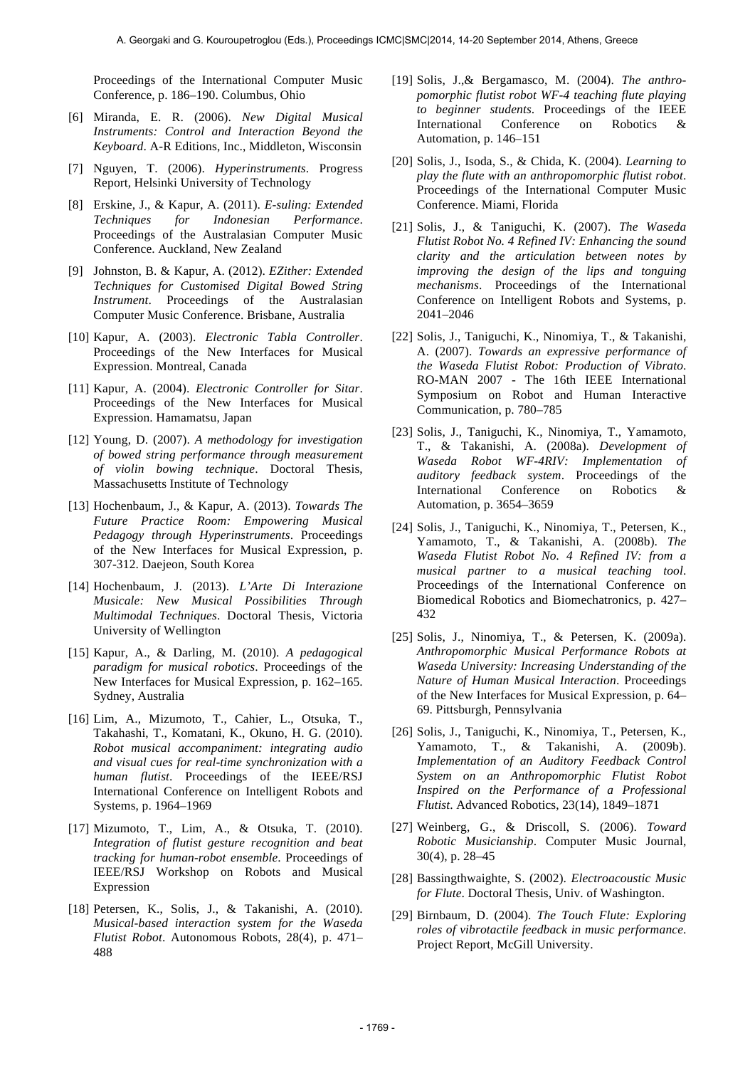Proceedings of the International Computer Music Conference, p. 186–190. Columbus, Ohio

[6] Miranda, E. R. (2006). *New Digital Musical Instruments: Control and Interaction Beyond the Keyboard*. A-R Editions, Inc., Middleton, Wisconsin

[7] Nguyen, T. (2006). *Hyperinstruments*. Progress Report, Helsinki University of Technology

[8] Erskine, J., & Kapur, A. (2011). *E-suling: Extended Techniques for Indonesian Performance*. Proceedings of the Australasian Computer Music Conference. Auckland, New Zealand

[9] Johnston, B. & Kapur, A. (2012). *EZither: Extended Techniques for Customised Digital Bowed String Instrument*. Proceedings of the Australasian Computer Music Conference. Brisbane, Australia

[10] Kapur, A. (2003). *Electronic Tabla Controller*. Proceedings of the New Interfaces for Musical Expression. Montreal, Canada

[11] Kapur, A. (2004). *Electronic Controller for Sitar*. Proceedings of the New Interfaces for Musical Expression. Hamamatsu, Japan

[12] Young, D. (2007). *A methodology for investigation of bowed string performance through measurement of violin bowing technique*. Doctoral Thesis, Massachusetts Institute of Technology

[13] Hochenbaum, J., & Kapur, A. (2013). *Towards The Future Practice Room: Empowering Musical Pedagogy through Hyperinstruments*. Proceedings of the New Interfaces for Musical Expression, p. 307-312. Daejeon, South Korea

[14] Hochenbaum, J. (2013). *L'Arte Di Interazione Musicale: New Musical Possibilities Through Multimodal Techniques*. Doctoral Thesis, Victoria University of Wellington

[15] Kapur, A., & Darling, M. (2010). *A pedagogical paradigm for musical robotics*. Proceedings of the New Interfaces for Musical Expression, p. 162–165. Sydney, Australia

[16] Lim, A., Mizumoto, T., Cahier, L., Otsuka, T., Takahashi, T., Komatani, K., Okuno, H. G. (2010). *Robot musical accompaniment: integrating audio and visual cues for real-time synchronization with a human flutist*. Proceedings of the IEEE/RSJ International Conference on Intelligent Robots and Systems, p. 1964–1969

[17] Mizumoto, T., Lim, A., & Otsuka, T. (2010). *Integration of flutist gesture recognition and beat tracking for human-robot ensemble*. Proceedings of IEEE/RSJ Workshop on Robots and Musical Expression

[18] Petersen, K., Solis, J., & Takanishi, A. (2010). *Musical-based interaction system for the Waseda Flutist Robot*. Autonomous Robots, 28(4), p. 471–488

[19] Solis, J.,& Bergamasco, M. (2004). *The anthropomorphic flutist robot WF-4 teaching flute playing to beginner students*. Proceedings of the IEEE International Conference on Robotics & Automation, p. 146–151

[20] Solis, J., Isoda, S., & Chida, K. (2004). *Learning to play the flute with an anthropomorphic flutist robot*. Proceedings of the International Computer Music Conference. Miami, Florida

[21] Solis, J., & Taniguchi, K. (2007). *The Waseda Flutist Robot No. 4 Refined IV: Enhancing the sound clarity and the articulation between notes by improving the design of the lips and tonguing mechanisms*. Proceedings of the International Conference on Intelligent Robots and Systems, p. 2041–2046

[22] Solis, J., Taniguchi, K., Ninomiya, T., & Takanishi, A. (2007). *Towards an expressive performance of the Waseda Flutist Robot: Production of Vibrato*. RO-MAN 2007 - The 16th IEEE International Symposium on Robot and Human Interactive Communication, p. 780–785

[23] Solis, J., Taniguchi, K., Ninomiya, T., Yamamoto, T., & Takanishi, A. (2008a). *Development of Waseda Robot WF-4RIV: Implementation of auditory feedback system*. Proceedings of the International Conference on Robotics & Automation, p. 3654–3659

[24] Solis, J., Taniguchi, K., Ninomiya, T., Petersen, K., Yamamoto, T., & Takanishi, A. (2008b). *The Waseda Flutist Robot No. 4 Refined IV: from a musical partner to a musical teaching tool*. Proceedings of the International Conference on Biomedical Robotics and Biomechatronics, p. 427–432

[25] Solis, J., Ninomiya, T., & Petersen, K. (2009a). *Anthropomorphic Musical Performance Robots at Waseda University: Increasing Understanding of the Nature of Human Musical Interaction*. Proceedings of the New Interfaces for Musical Expression, p. 64–69. Pittsburgh, Pennsylvania

[26] Solis, J., Taniguchi, K., Ninomiya, T., Petersen, K., Yamamoto, T., & Takanishi, A. (2009b). *Implementation of an Auditory Feedback Control System on an Anthropomorphic Flutist Robot Inspired on the Performance of a Professional Flutist*. Advanced Robotics, 23(14), 1849–1871

[27] Weinberg, G., & Driscoll, S. (2006). *Toward Robotic Musicianship*. Computer Music Journal, 30(4), p. 28–45

[28] Bassingthwaighte, S. (2002). *Electroacoustic Music for Flute*. Doctoral Thesis, Univ. of Washington.

[29] Birnbaum, D. (2004). *The Touch Flute: Exploring roles of vibrotactile feedback in music performance*. Project Report, McGill University.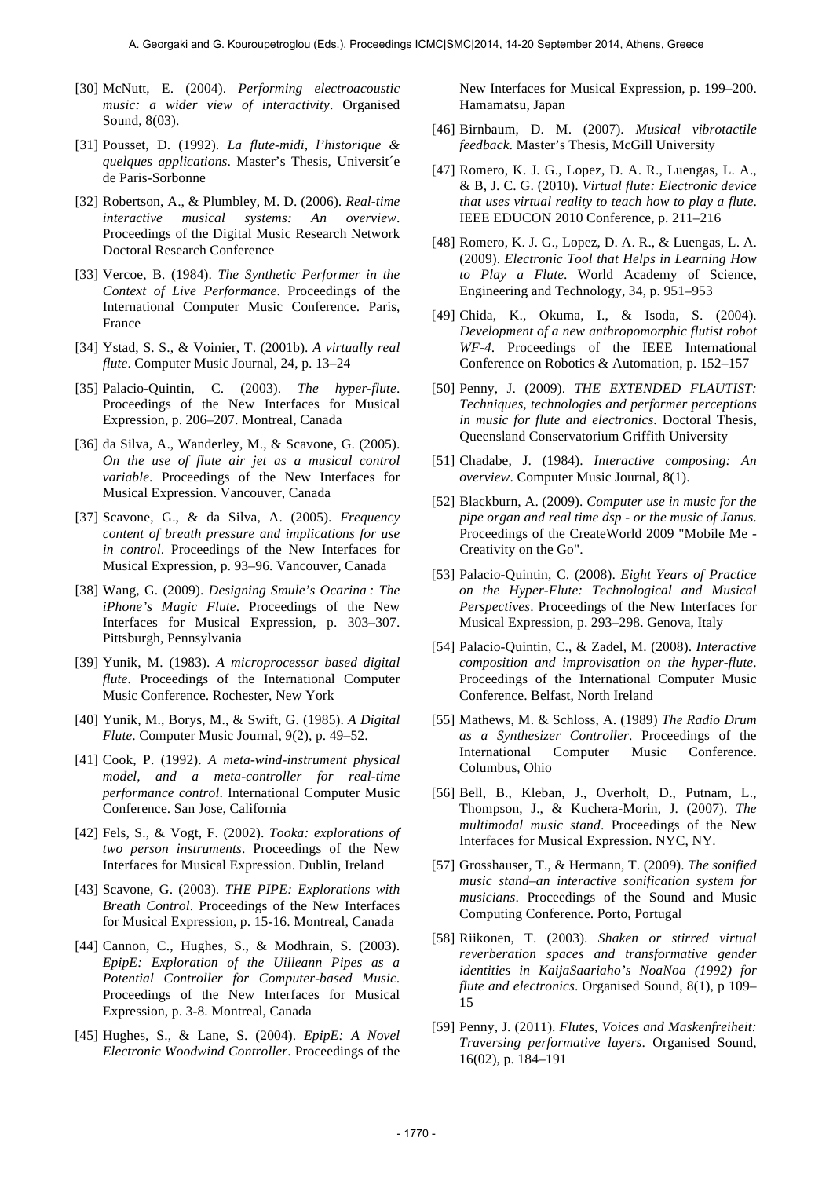[30] McNutt, E. (2004). *Performing electroacoustic music: a wider view of interactivity*. Organised Sound, 8(03).

[31] Pousset, D. (1992). *La flute-midi, l'historique & quelques applications*. Master's Thesis, Universit´e de Paris-Sorbonne

[32] Robertson, A., & Plumbley, M. D. (2006). *Real-time interactive musical systems: An overview*. Proceedings of the Digital Music Research Network Doctoral Research Conference

[33] Vercoe, B. (1984). *The Synthetic Performer in the Context of Live Performance*. Proceedings of the International Computer Music Conference. Paris, France

[34] Ystad, S. S., & Voinier, T. (2001b). *A virtually real flute*. Computer Music Journal, 24, p. 13–24

[35] Palacio-Quintin, C. (2003). *The hyper-flute*. Proceedings of the New Interfaces for Musical Expression, p. 206–207. Montreal, Canada

[36] da Silva, A., Wanderley, M., & Scavone, G. (2005). *On the use of flute air jet as a musical control variable*. Proceedings of the New Interfaces for Musical Expression. Vancouver, Canada

[37] Scavone, G., & da Silva, A. (2005). *Frequency content of breath pressure and implications for use in control*. Proceedings of the New Interfaces for Musical Expression, p. 93–96. Vancouver, Canada

[38] Wang, G. (2009). *Designing Smule's Ocarina : The iPhone's Magic Flute*. Proceedings of the New Interfaces for Musical Expression, p. 303–307. Pittsburgh, Pennsylvania

[39] Yunik, M. (1983). *A microprocessor based digital flute*. Proceedings of the International Computer Music Conference. Rochester, New York

[40] Yunik, M., Borys, M., & Swift, G. (1985). *A Digital Flute*. Computer Music Journal, 9(2), p. 49–52.

[41] Cook, P. (1992). *A meta-wind-instrument physical model, and a meta-controller for real-time performance control*. International Computer Music Conference. San Jose, California

[42] Fels, S., & Vogt, F. (2002). *Tooka: explorations of two person instruments*. Proceedings of the New Interfaces for Musical Expression. Dublin, Ireland

[43] Scavone, G. (2003). *THE PIPE: Explorations with Breath Control*. Proceedings of the New Interfaces for Musical Expression, p. 15-16. Montreal, Canada

[44] Cannon, C., Hughes, S., & Modhrain, S. (2003). *EpipE: Exploration of the Uilleann Pipes as a Potential Controller for Computer-based Music*. Proceedings of the New Interfaces for Musical Expression, p. 3-8. Montreal, Canada

[45] Hughes, S., & Lane, S. (2004). *EpipE: A Novel Electronic Woodwind Controller*. Proceedings of the New Interfaces for Musical Expression, p. 199–200. Hamamatsu, Japan

[46] Birnbaum, D. M. (2007). *Musical vibrotactile feedback*. Master's Thesis, McGill University

[47] Romero, K. J. G., Lopez, D. A. R., Luengas, L. A., & B, J. C. G. (2010). *Virtual flute: Electronic device that uses virtual reality to teach how to play a flute*. IEEE EDUCON 2010 Conference, p. 211–216

[48] Romero, K. J. G., Lopez, D. A. R., & Luengas, L. A. (2009). *Electronic Tool that Helps in Learning How to Play a Flute*. World Academy of Science, Engineering and Technology, 34, p. 951–953

[49] Chida, K., Okuma, I., & Isoda, S. (2004). *Development of a new anthropomorphic flutist robot WF-4*. Proceedings of the IEEE International Conference on Robotics & Automation, p. 152–157

[50] Penny, J. (2009). *THE EXTENDED FLAUTIST: Techniques, technologies and performer perceptions in music for flute and electronics*. Doctoral Thesis, Queensland Conservatorium Griffith University

[51] Chadabe, J. (1984). *Interactive composing: An overview*. Computer Music Journal, 8(1).

[52] Blackburn, A. (2009). *Computer use in music for the pipe organ and real time dsp - or the music of Janus*. Proceedings of the CreateWorld 2009 "Mobile Me - Creativity on the Go".

[53] Palacio-Quintin, C. (2008). *Eight Years of Practice on the Hyper-Flute: Technological and Musical Perspectives*. Proceedings of the New Interfaces for Musical Expression, p. 293–298. Genova, Italy

[54] Palacio-Quintin, C., & Zadel, M. (2008). *Interactive composition and improvisation on the hyper-flute*. Proceedings of the International Computer Music Conference. Belfast, North Ireland

[55] Mathews, M. & Schloss, A. (1989) *The Radio Drum as a Synthesizer Controller*. Proceedings of the International Computer Music Conference. Columbus, Ohio

[56] Bell, B., Kleban, J., Overholt, D., Putnam, L., Thompson, J., & Kuchera-Morin, J. (2007). *The multimodal music stand*. Proceedings of the New Interfaces for Musical Expression. NYC, NY.

[57] Grosshauser, T., & Hermann, T. (2009). *The sonified music stand–an interactive sonification system for musicians*. Proceedings of the Sound and Music Computing Conference. Porto, Portugal

[58] Riikonen, T. (2003). *Shaken or stirred virtual reverberation spaces and transformative gender identities in KaijaSaariaho's NoaNoa (1992) for flute and electronics*. Organised Sound, 8(1), p 109–15

[59] Penny, J. (2011). *Flutes, Voices and Maskenfreiheit: Traversing performative layers*. Organised Sound, 16(02), p. 184–191